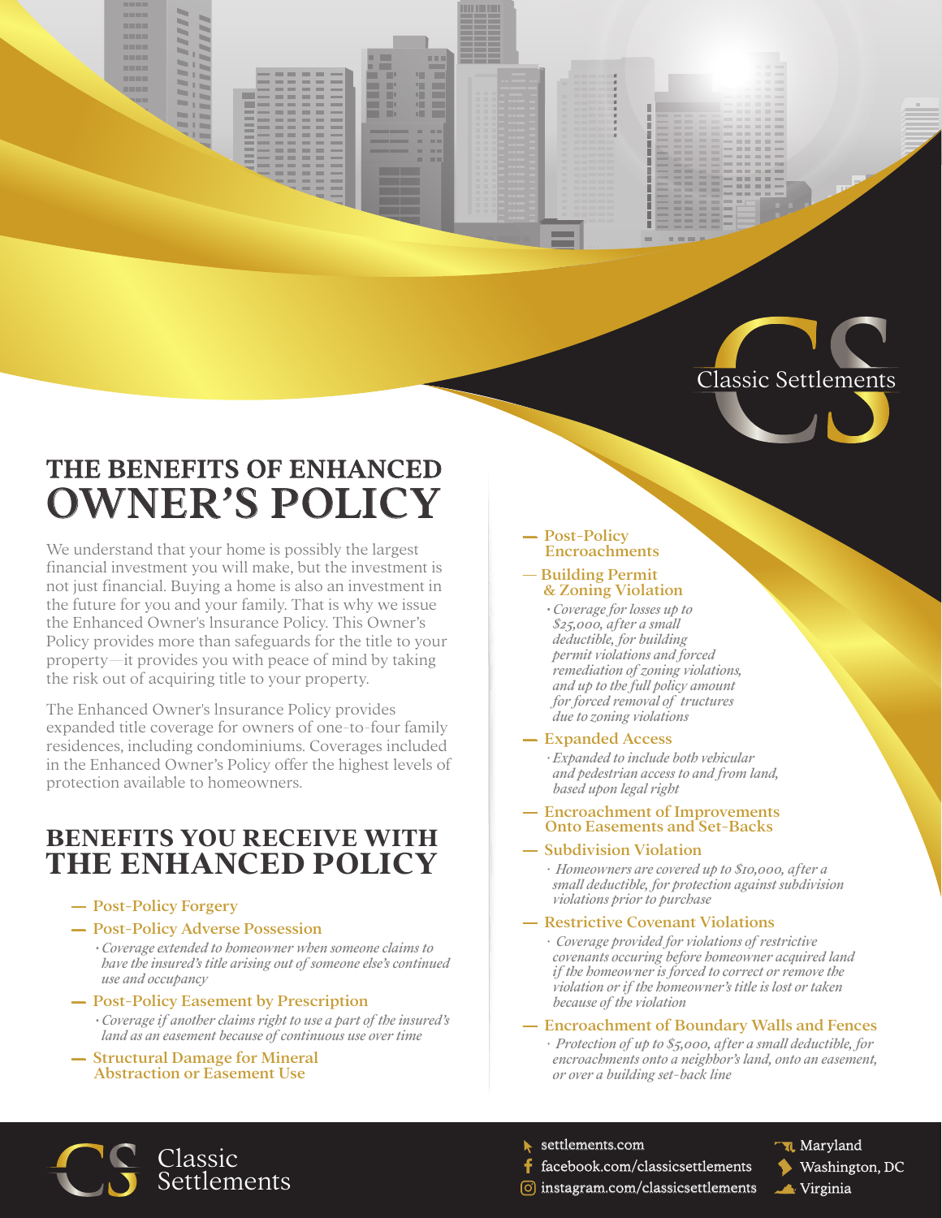Classic Settlements

# THE BENEFITS OF ENHANCED OWNER'S POLICY

We understand that your home is possibly the largest financial investment you will make, but the investment is not just financial. Buying a home is also an investment in the future for you and your family. That is why we issue the Enhanced Owner's lnsurance Policy. This Owner's Policy provides more than safeguards for the title to your property—it provides you with peace of mind by taking the risk out of acquiring title to your property.

The Enhanced Owner's lnsurance Policy provides expanded title coverage for owners of one-to-four family residences, including condominiums. Coverages included in the Enhanced Owner's Policy offer the highest levels of protection available to homeowners.

## BENEFITS YOU RECEIVE WITH THE ENHANCED POLICY

- Post-Policy Forgery
- Post-Policy Adverse Possession
  - *Coverage extended to homeowner when someone claims to have the insured's title arising out of someone else's continued use and occupancy*
- Post-Policy Easement by Prescription
  - *Coverage if another claims right to use a part of the insured's land as an easement because of continuous use over time*
- Structural Damage for Mineral Abstraction or Easement Use
- Post-Policy Encroachments
- Building Permit & Zoning Violation
  - *Coverage for losses up to $25,000, after a small deductible, for building permit violations and forced remediation of zoning violations, and up to the full policy amount for forced removal of tructures due to zoning violations*
- Expanded Access
  - *Expanded to include both vehicular and pedestrian access to and from land, based upon legal right*
- Encroachment of Improvements Onto Easements and Set-Backs
- Subdivision Violation
  - *Homeowners are covered up to $10,000, after a small deductible, for protection against subdivision violations prior to purchase*
- Restrictive Covenant Violations
  - *Coverage provided for violations of restrictive covenants occuring before homeowner acquired land if the homeowner is forced to correct or remove the violation or if the homeowner's title is lost or taken because of the violation*
- Encroachment of Boundary Walls and Fences
  - *Protection of up to $5,000, after a small deductible, for encroachments onto a neighbor's land, onto an easement, or over a building set-back line*

Classic Settlements

settlements.com
facebook.com/classicsettlements
instagram.com/classicsettlements

Maryland
Washington, DC
Virginia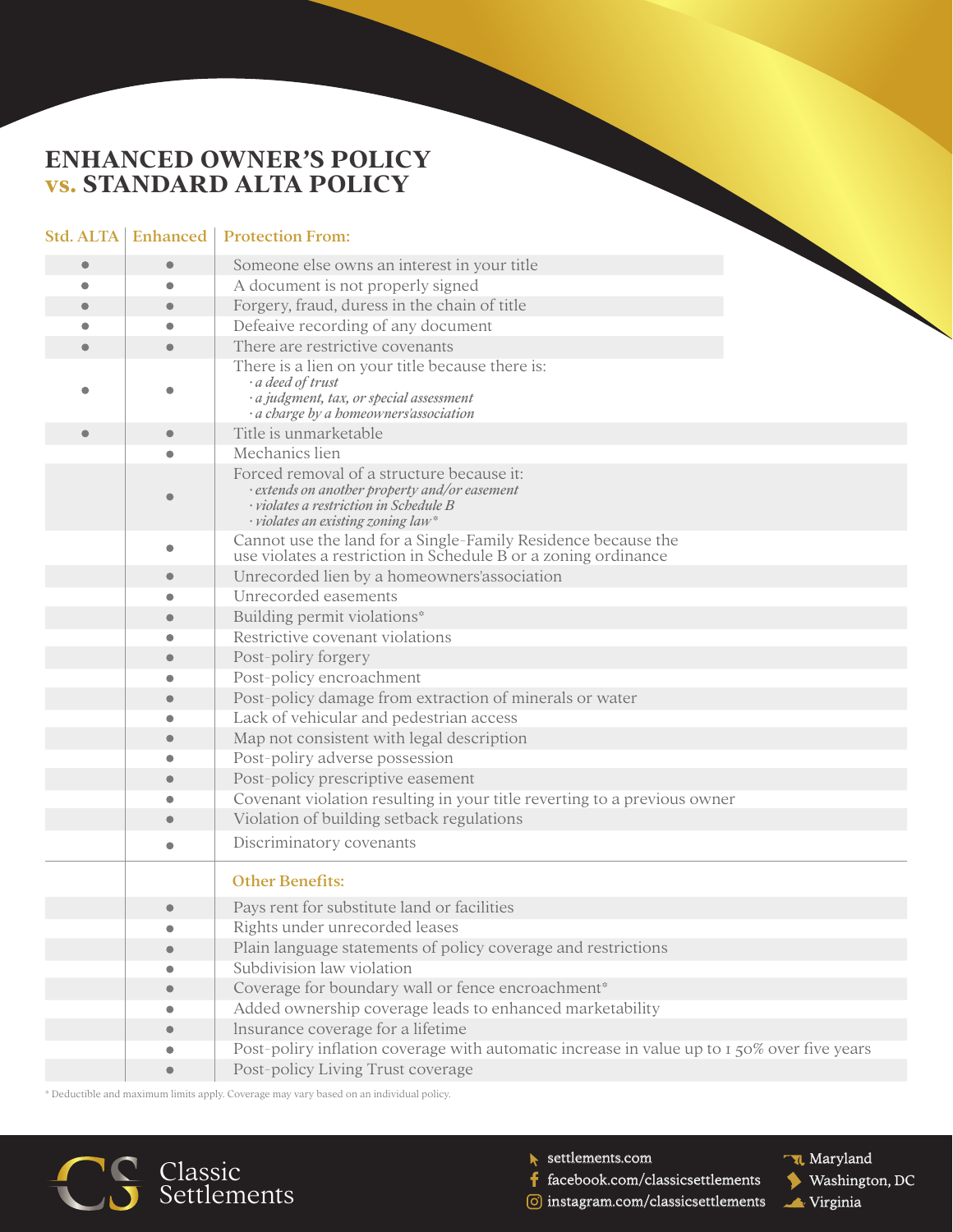# ENHANCED OWNER'S POLICY vs. STANDARD ALTA POLICY

| Std. ALTA | Enhanced | Protection From: |
|---|---|---|
| ● | ● | Someone else owns an interest in your title |
| ● | ● | A document is not properly signed |
| ● | ● | Forgery, fraud, duress in the chain of title |
| ● | ● | Defeaive recording of any document |
| ● | ● | There are restrictive covenants |
| ● | ● | There is a lien on your title because there is: *· a deed of trust* *· a judgment, tax, or special assessment* *· a charge by a homeowners'association* |
| ● | ● | Title is unmarketable |
| | ● | Mechanics lien |
| | ● | Forced removal of a structure because it: *· extends on another property and/or easement* *· violates a restriction in Schedule B* *· violates an existing zoning law** |
| | ● | Cannot use the land for a Single-Family Residence because the use violates a restriction in Schedule B or a zoning ordinance |
| | ● | Unrecorded lien by a homeowners'association |
| | ● | Unrecorded easements |
| | ● | Building permit violations* |
| | ● | Restrictive covenant violations |
| | ● | Post-poliry forgery |
| | ● | Post-policy encroachment |
| | ● | Post-policy damage from extraction of minerals or water |
| | ● | Lack of vehicular and pedestrian access |
| | ● | Map not consistent with legal description |
| | ● | Post-poliry adverse possession |
| | ● | Post-policy prescriptive easement |
| | ● | Covenant violation resulting in your title reverting to a previous owner |
| | ● | Violation of building setback regulations |
| | ● | Discriminatory covenants |
| | | **Other Benefits:** |
| | ● | Pays rent for substitute land or facilities |
| | ● | Rights under unrecorded leases |
| | ● | Plain language statements of policy coverage and restrictions |
| | ● | Subdivision law violation |
| | ● | Coverage for boundary wall or fence encroachment* |
| | ● | Added ownership coverage leads to enhanced marketability |
| | ● | Insurance coverage for a lifetime |
| | ● | Post-poliry inflation coverage with automatic increase in value up to 150% over five years |
| | ● | Post-policy Living Trust coverage |

* Deductible and maximum limits apply. Coverage may vary based on an individual policy.

Classic Settlements

settlements.com
facebook.com/classicsettlements
instagram.com/classicsettlements

Maryland
Washington, DC
Virginia